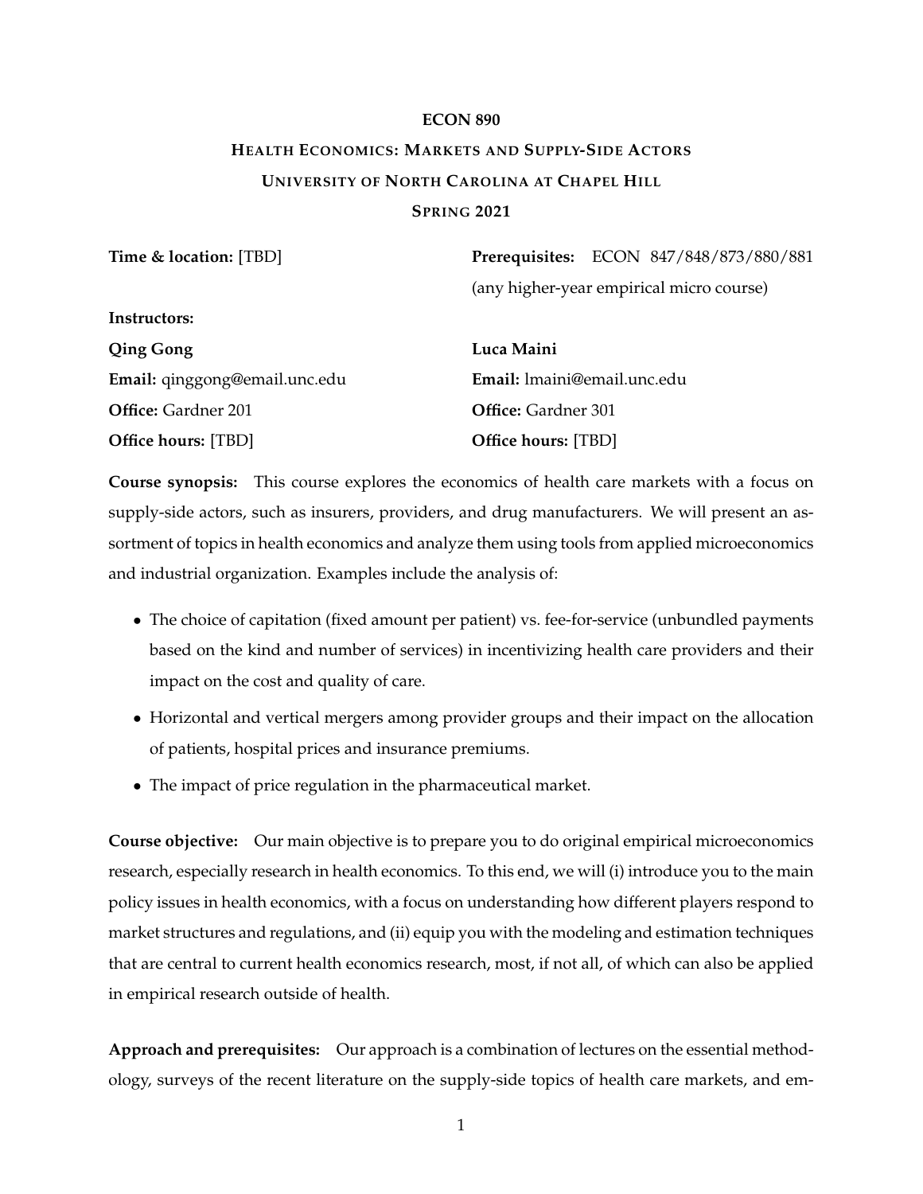# ECON 890

## Health Economics: Markets and Supply-Side Actors

## University of North Carolina at Chapel Hill

## Spring 2021

**Time & location:** [TBD]

**Prerequisites:** ECON 847/848/873/880/881 (any higher-year empirical micro course)

**Instructors:**

**Qing Gong**
**Email:** qinggong@email.unc.edu
**Office:** Gardner 201
**Office hours:** [TBD]

**Luca Maini**
**Email:** lmaini@email.unc.edu
**Office:** Gardner 301
**Office hours:** [TBD]

**Course synopsis:** This course explores the economics of health care markets with a focus on supply-side actors, such as insurers, providers, and drug manufacturers. We will present an assortment of topics in health economics and analyze them using tools from applied microeconomics and industrial organization. Examples include the analysis of:

- The choice of capitation (fixed amount per patient) vs. fee-for-service (unbundled payments based on the kind and number of services) in incentivizing health care providers and their impact on the cost and quality of care.
- Horizontal and vertical mergers among provider groups and their impact on the allocation of patients, hospital prices and insurance premiums.
- The impact of price regulation in the pharmaceutical market.

**Course objective:** Our main objective is to prepare you to do original empirical microeconomics research, especially research in health economics. To this end, we will (i) introduce you to the main policy issues in health economics, with a focus on understanding how different players respond to market structures and regulations, and (ii) equip you with the modeling and estimation techniques that are central to current health economics research, most, if not all, of which can also be applied in empirical research outside of health.

**Approach and prerequisites:** Our approach is a combination of lectures on the essential methodology, surveys of the recent literature on the supply-side topics of health care markets, and em-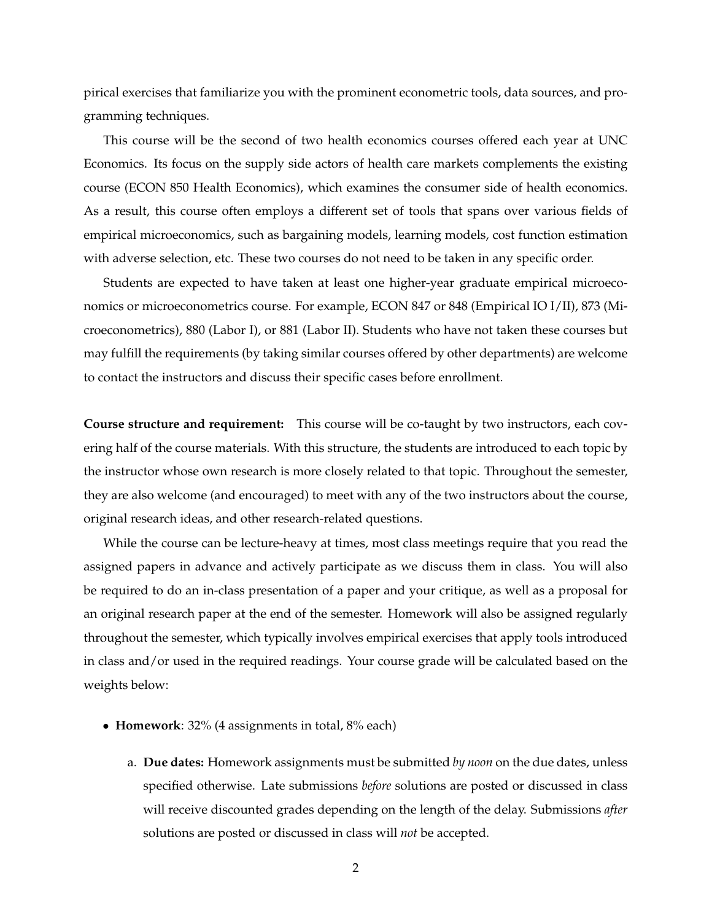pirical exercises that familiarize you with the prominent econometric tools, data sources, and programming techniques.

This course will be the second of two health economics courses offered each year at UNC Economics. Its focus on the supply side actors of health care markets complements the existing course (ECON 850 Health Economics), which examines the consumer side of health economics. As a result, this course often employs a different set of tools that spans over various fields of empirical microeconomics, such as bargaining models, learning models, cost function estimation with adverse selection, etc. These two courses do not need to be taken in any specific order.

Students are expected to have taken at least one higher-year graduate empirical microeconomics or microeconometrics course. For example, ECON 847 or 848 (Empirical IO I/II), 873 (Microeconometrics), 880 (Labor I), or 881 (Labor II). Students who have not taken these courses but may fulfill the requirements (by taking similar courses offered by other departments) are welcome to contact the instructors and discuss their specific cases before enrollment.

**Course structure and requirement:** This course will be co-taught by two instructors, each covering half of the course materials. With this structure, the students are introduced to each topic by the instructor whose own research is more closely related to that topic. Throughout the semester, they are also welcome (and encouraged) to meet with any of the two instructors about the course, original research ideas, and other research-related questions.

While the course can be lecture-heavy at times, most class meetings require that you read the assigned papers in advance and actively participate as we discuss them in class. You will also be required to do an in-class presentation of a paper and your critique, as well as a proposal for an original research paper at the end of the semester. Homework will also be assigned regularly throughout the semester, which typically involves empirical exercises that apply tools introduced in class and/or used in the required readings. Your course grade will be calculated based on the weights below:

- **Homework**: 32% (4 assignments in total, 8% each)

  a. **Due dates:** Homework assignments must be submitted *by noon* on the due dates, unless specified otherwise. Late submissions *before* solutions are posted or discussed in class will receive discounted grades depending on the length of the delay. Submissions *after* solutions are posted or discussed in class will *not* be accepted.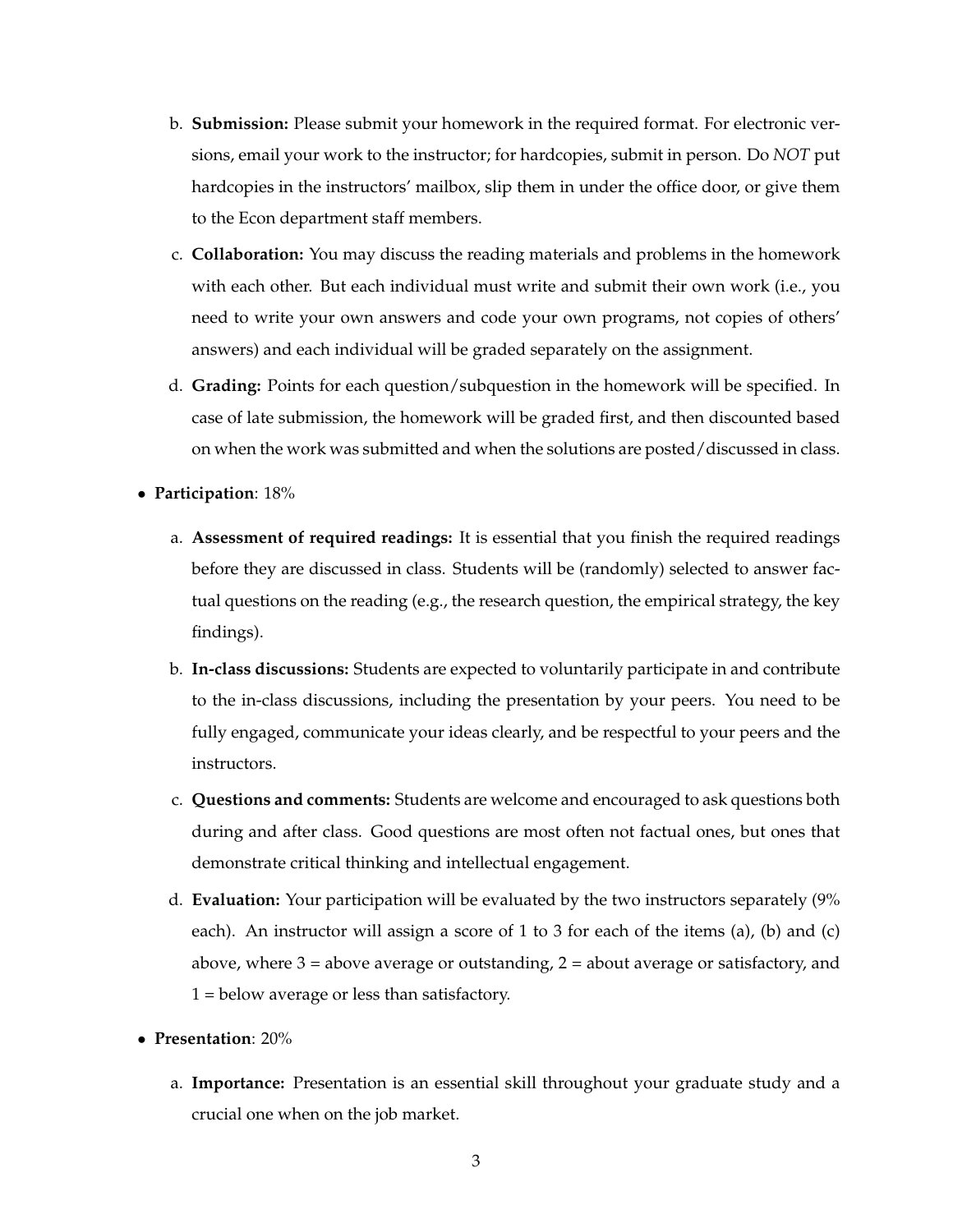b. **Submission:** Please submit your homework in the required format. For electronic versions, email your work to the instructor; for hardcopies, submit in person. Do *NOT* put hardcopies in the instructors' mailbox, slip them in under the office door, or give them to the Econ department staff members.

c. **Collaboration:** You may discuss the reading materials and problems in the homework with each other. But each individual must write and submit their own work (i.e., you need to write your own answers and code your own programs, not copies of others' answers) and each individual will be graded separately on the assignment.

d. **Grading:** Points for each question/subquestion in the homework will be specified. In case of late submission, the homework will be graded first, and then discounted based on when the work was submitted and when the solutions are posted/discussed in class.

- **Participation**: 18%

  a. **Assessment of required readings:** It is essential that you finish the required readings before they are discussed in class. Students will be (randomly) selected to answer factual questions on the reading (e.g., the research question, the empirical strategy, the key findings).

  b. **In-class discussions:** Students are expected to voluntarily participate in and contribute to the in-class discussions, including the presentation by your peers. You need to be fully engaged, communicate your ideas clearly, and be respectful to your peers and the instructors.

  c. **Questions and comments:** Students are welcome and encouraged to ask questions both during and after class. Good questions are most often not factual ones, but ones that demonstrate critical thinking and intellectual engagement.

  d. **Evaluation:** Your participation will be evaluated by the two instructors separately (9% each). An instructor will assign a score of 1 to 3 for each of the items (a), (b) and (c) above, where 3 = above average or outstanding, 2 = about average or satisfactory, and 1 = below average or less than satisfactory.

- **Presentation**: 20%

  a. **Importance:** Presentation is an essential skill throughout your graduate study and a crucial one when on the job market.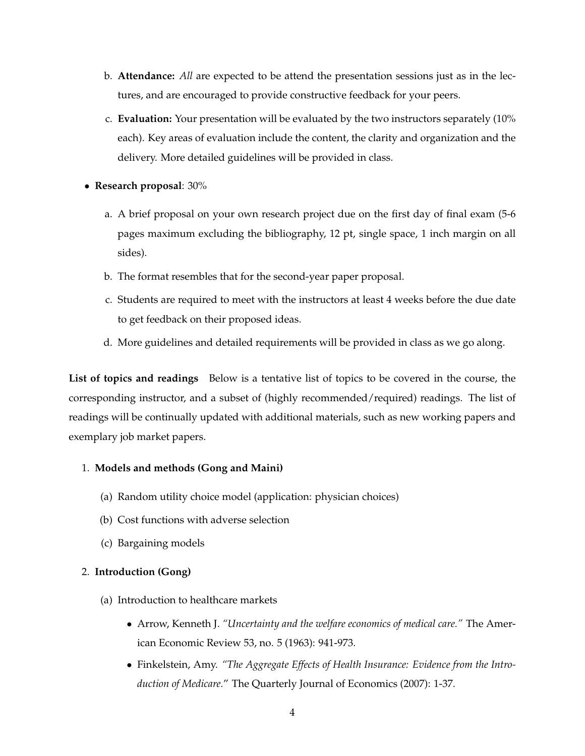b. **Attendance:** *All* are expected to be attend the presentation sessions just as in the lectures, and are encouraged to provide constructive feedback for your peers.

c. **Evaluation:** Your presentation will be evaluated by the two instructors separately (10% each). Key areas of evaluation include the content, the clarity and organization and the delivery. More detailed guidelines will be provided in class.

- **Research proposal**: 30%

  a. A brief proposal on your own research project due on the first day of final exam (5-6 pages maximum excluding the bibliography, 12 pt, single space, 1 inch margin on all sides).

  b. The format resembles that for the second-year paper proposal.

  c. Students are required to meet with the instructors at least 4 weeks before the due date to get feedback on their proposed ideas.

  d. More guidelines and detailed requirements will be provided in class as we go along.

**List of topics and readings** Below is a tentative list of topics to be covered in the course, the corresponding instructor, and a subset of (highly recommended/required) readings. The list of readings will be continually updated with additional materials, such as new working papers and exemplary job market papers.

1. **Models and methods (Gong and Maini)**

   (a) Random utility choice model (application: physician choices)

   (b) Cost functions with adverse selection

   (c) Bargaining models

2. **Introduction (Gong)**

   (a) Introduction to healthcare markets

   - Arrow, Kenneth J. *"Uncertainty and the welfare economics of medical care."* The American Economic Review 53, no. 5 (1963): 941-973.
   - Finkelstein, Amy. *"The Aggregate Effects of Health Insurance: Evidence from the Introduction of Medicare."* The Quarterly Journal of Economics (2007): 1-37.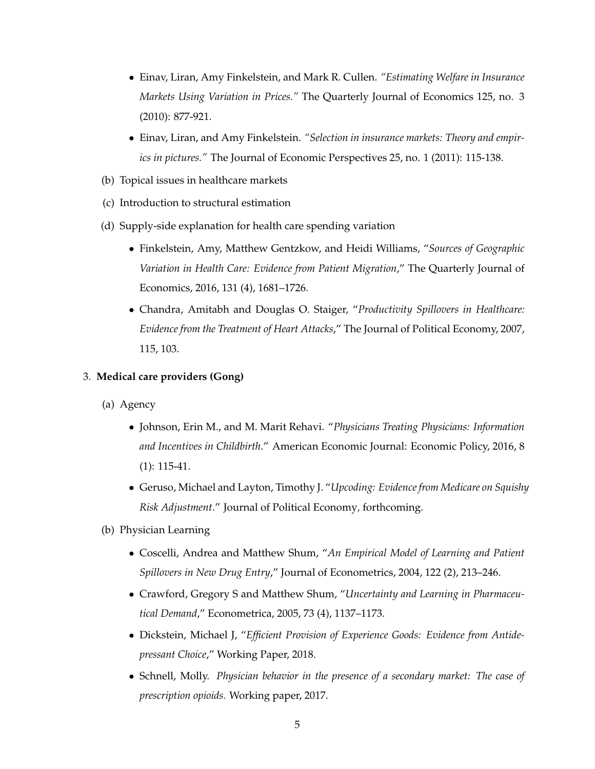- Einav, Liran, Amy Finkelstein, and Mark R. Cullen. *"Estimating Welfare in Insurance Markets Using Variation in Prices."* The Quarterly Journal of Economics 125, no. 3 (2010): 877-921.
- Einav, Liran, and Amy Finkelstein. *"Selection in insurance markets: Theory and empirics in pictures."* The Journal of Economic Perspectives 25, no. 1 (2011): 115-138.

(b) Topical issues in healthcare markets

(c) Introduction to structural estimation

(d) Supply-side explanation for health care spending variation

- Finkelstein, Amy, Matthew Gentzkow, and Heidi Williams, "*Sources of Geographic Variation in Health Care: Evidence from Patient Migration*," The Quarterly Journal of Economics, 2016, 131 (4), 1681–1726.
- Chandra, Amitabh and Douglas O. Staiger, "*Productivity Spillovers in Healthcare: Evidence from the Treatment of Heart Attacks*," The Journal of Political Economy, 2007, 115, 103.

3. **Medical care providers (Gong)**

(a) Agency

- Johnson, Erin M., and M. Marit Rehavi. "*Physicians Treating Physicians: Information and Incentives in Childbirth*." American Economic Journal: Economic Policy, 2016, 8 (1): 115-41.
- Geruso, Michael and Layton, Timothy J. "*Upcoding: Evidence from Medicare on Squishy Risk Adjustment*." Journal of Political Economy, forthcoming.

(b) Physician Learning

- Coscelli, Andrea and Matthew Shum, "*An Empirical Model of Learning and Patient Spillovers in New Drug Entry*," Journal of Econometrics, 2004, 122 (2), 213–246.
- Crawford, Gregory S and Matthew Shum, "*Uncertainty and Learning in Pharmaceutical Demand*," Econometrica, 2005, 73 (4), 1137–1173.
- Dickstein, Michael J, "*Efficient Provision of Experience Goods: Evidence from Antidepressant Choice*," Working Paper, 2018.
- Schnell, Molly. *Physician behavior in the presence of a secondary market: The case of prescription opioids.* Working paper, 2017.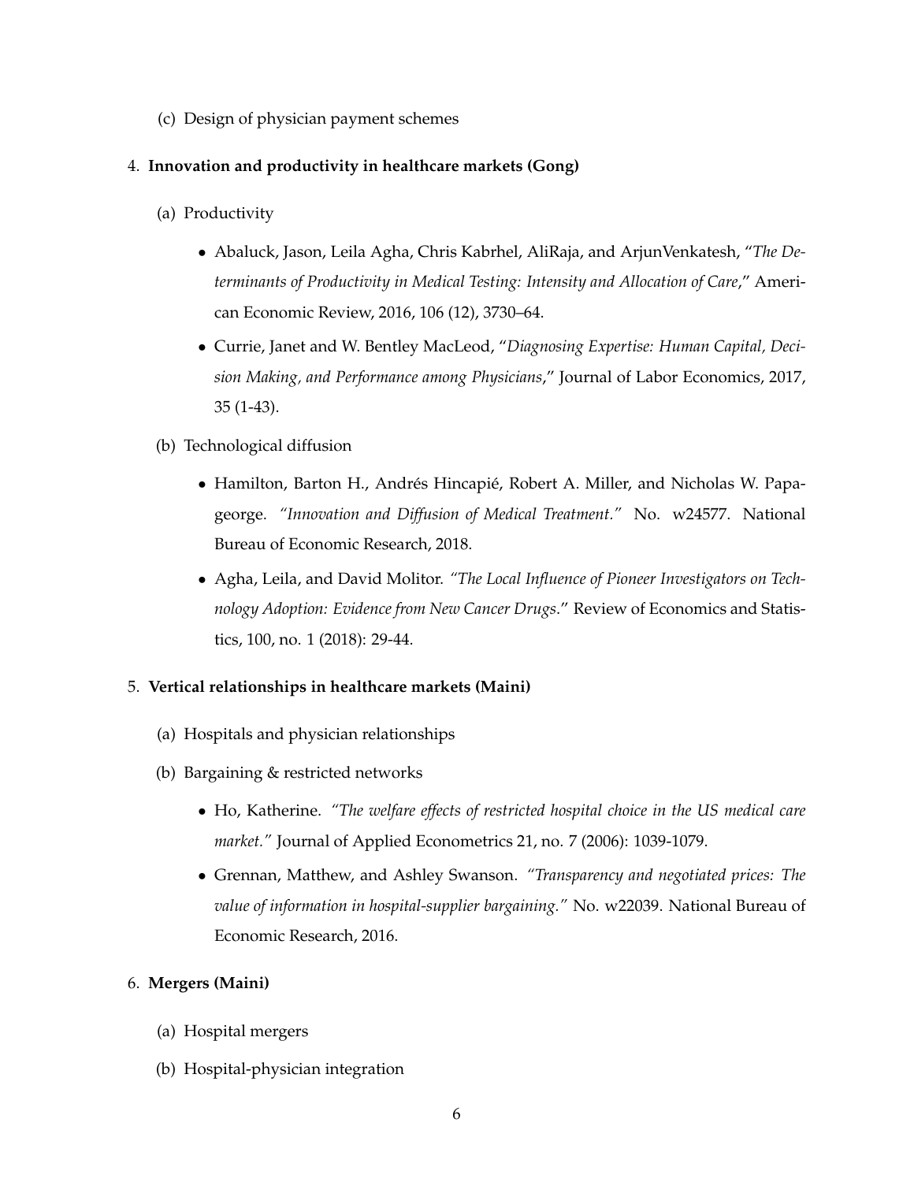(c) Design of physician payment schemes

4. **Innovation and productivity in healthcare markets (Gong)**

   (a) Productivity

   - Abaluck, Jason, Leila Agha, Chris Kabrhel, AliRaja, and ArjunVenkatesh, "*The Determinants of Productivity in Medical Testing: Intensity and Allocation of Care*," American Economic Review, 2016, 106 (12), 3730–64.
   - Currie, Janet and W. Bentley MacLeod, "*Diagnosing Expertise: Human Capital, Decision Making, and Performance among Physicians*," Journal of Labor Economics, 2017, 35 (1-43).

   (b) Technological diffusion

   - Hamilton, Barton H., Andrés Hincapié, Robert A. Miller, and Nicholas W. Papageorge. *"Innovation and Diffusion of Medical Treatment."* No. w24577. National Bureau of Economic Research, 2018.
   - Agha, Leila, and David Molitor. *"The Local Influence of Pioneer Investigators on Technology Adoption: Evidence from New Cancer Drugs*." Review of Economics and Statistics, 100, no. 1 (2018): 29-44.

5. **Vertical relationships in healthcare markets (Maini)**

   (a) Hospitals and physician relationships

   (b) Bargaining & restricted networks

   - Ho, Katherine. *"The welfare effects of restricted hospital choice in the US medical care market."* Journal of Applied Econometrics 21, no. 7 (2006): 1039-1079.
   - Grennan, Matthew, and Ashley Swanson. *"Transparency and negotiated prices: The value of information in hospital-supplier bargaining."* No. w22039. National Bureau of Economic Research, 2016.

6. **Mergers (Maini)**

   (a) Hospital mergers

   (b) Hospital-physician integration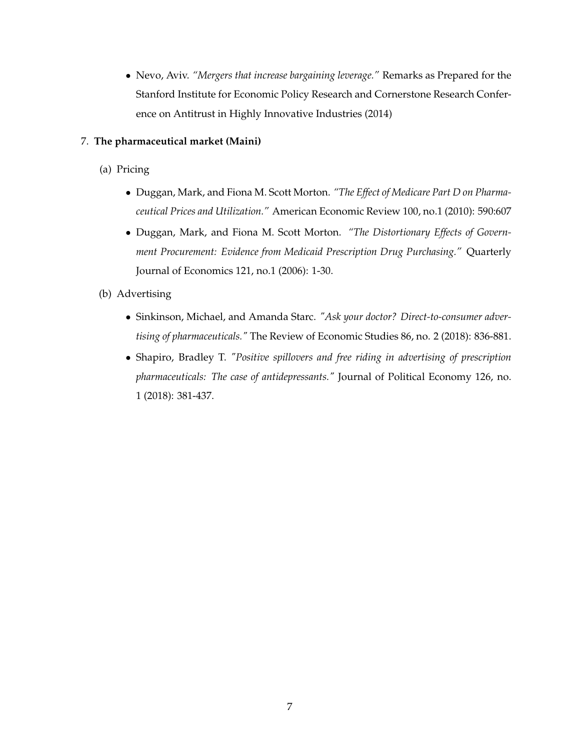- Nevo, Aviv. *"Mergers that increase bargaining leverage."* Remarks as Prepared for the Stanford Institute for Economic Policy Research and Cornerstone Research Conference on Antitrust in Highly Innovative Industries (2014)

7. **The pharmaceutical market (Maini)**

   (a) Pricing

   - Duggan, Mark, and Fiona M. Scott Morton. *"The Effect of Medicare Part D on Pharmaceutical Prices and Utilization."* American Economic Review 100, no.1 (2010): 590:607
   - Duggan, Mark, and Fiona M. Scott Morton. *"The Distortionary Effects of Government Procurement: Evidence from Medicaid Prescription Drug Purchasing."* Quarterly Journal of Economics 121, no.1 (2006): 1-30.

   (b) Advertising

   - Sinkinson, Michael, and Amanda Starc. *"Ask your doctor? Direct-to-consumer advertising of pharmaceuticals."* The Review of Economic Studies 86, no. 2 (2018): 836-881.
   - Shapiro, Bradley T. *"Positive spillovers and free riding in advertising of prescription pharmaceuticals: The case of antidepressants."* Journal of Political Economy 126, no. 1 (2018): 381-437.